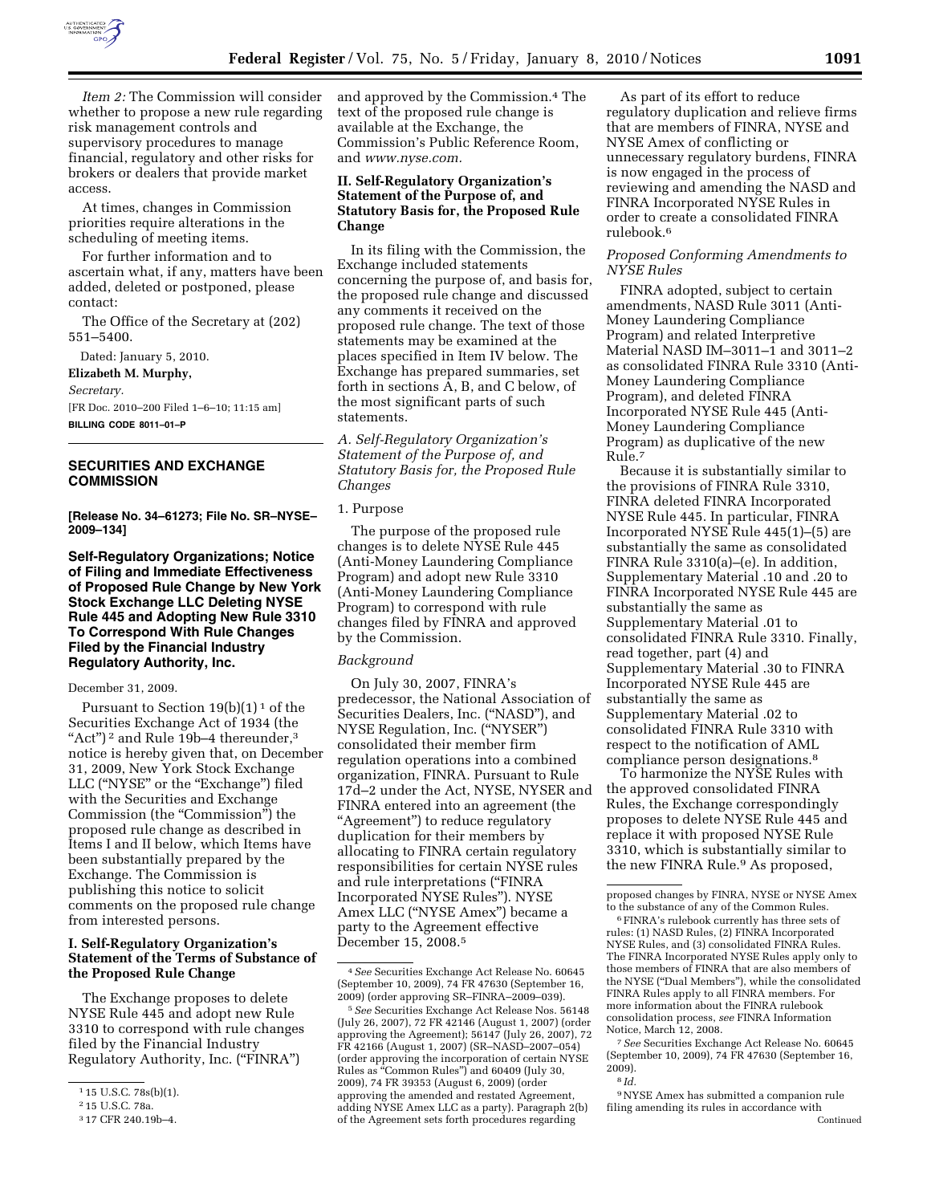*Item 2:* The Commission will consider whether to propose a new rule regarding risk management controls and supervisory procedures to manage financial, regulatory and other risks for brokers or dealers that provide market access.

At times, changes in Commission priorities require alterations in the scheduling of meeting items.

For further information and to ascertain what, if any, matters have been added, deleted or postponed, please contact:

The Office of the Secretary at (202) 551–5400.

Dated: January 5, 2010.

**Elizabeth M. Murphy,**

*Secretary.*

[FR Doc. 2010–200 Filed 1–6–10; 11:15 am]

**BILLING CODE 8011–01–P**

## SECURITIES AND EXCHANGE COMMISSION

**[Release No. 34–61273; File No. SR–NYSE–2009–134]**

## Self-Regulatory Organizations; Notice of Filing and Immediate Effectiveness of Proposed Rule Change by New York Stock Exchange LLC Deleting NYSE Rule 445 and Adopting New Rule 3310 To Correspond With Rule Changes Filed by the Financial Industry Regulatory Authority, Inc.

December 31, 2009.

Pursuant to Section 19(b)(1)[1] of the Securities Exchange Act of 1934 (the "Act")[2] and Rule 19b–4 thereunder,[3] notice is hereby given that, on December 31, 2009, New York Stock Exchange LLC ("NYSE" or the "Exchange") filed with the Securities and Exchange Commission (the "Commission") the proposed rule change as described in Items I and II below, which Items have been substantially prepared by the Exchange. The Commission is publishing this notice to solicit comments on the proposed rule change from interested persons.

### I. Self-Regulatory Organization's Statement of the Terms of Substance of the Proposed Rule Change

The Exchange proposes to delete NYSE Rule 445 and adopt new Rule 3310 to correspond with rule changes filed by the Financial Industry Regulatory Authority, Inc. ("FINRA") and approved by the Commission.[4] The text of the proposed rule change is available at the Exchange, the Commission's Public Reference Room, and *www.nyse.com.*

### II. Self-Regulatory Organization's Statement of the Purpose of, and Statutory Basis for, the Proposed Rule Change

In its filing with the Commission, the Exchange included statements concerning the purpose of, and basis for, the proposed rule change and discussed any comments it received on the proposed rule change. The text of those statements may be examined at the places specified in Item IV below. The Exchange has prepared summaries, set forth in sections A, B, and C below, of the most significant parts of such statements.

#### *A. Self-Regulatory Organization's Statement of the Purpose of, and Statutory Basis for, the Proposed Rule Changes*

1. Purpose

The purpose of the proposed rule changes is to delete NYSE Rule 445 (Anti-Money Laundering Compliance Program) and adopt new Rule 3310 (Anti-Money Laundering Compliance Program) to correspond with rule changes filed by FINRA and approved by the Commission.

*Background*

On July 30, 2007, FINRA's predecessor, the National Association of Securities Dealers, Inc. ("NASD"), and NYSE Regulation, Inc. ("NYSER") consolidated their member firm regulation operations into a combined organization, FINRA. Pursuant to Rule 17d–2 under the Act, NYSE, NYSER and FINRA entered into an agreement (the "Agreement") to reduce regulatory duplication for their members by allocating to FINRA certain regulatory responsibilities for certain NYSE rules and rule interpretations ("FINRA Incorporated NYSE Rules"). NYSE Amex LLC ("NYSE Amex") became a party to the Agreement effective December 15, 2008.[5]

As part of its effort to reduce regulatory duplication and relieve firms that are members of FINRA, NYSE and NYSE Amex of conflicting or unnecessary regulatory burdens, FINRA is now engaged in the process of reviewing and amending the NASD and FINRA Incorporated NYSE Rules in order to create a consolidated FINRA rulebook.[6]

*Proposed Conforming Amendments to NYSE Rules*

FINRA adopted, subject to certain amendments, NASD Rule 3011 (Anti-Money Laundering Compliance Program) and related Interpretive Material NASD IM–3011–1 and 3011–2 as consolidated FINRA Rule 3310 (Anti-Money Laundering Compliance Program), and deleted FINRA Incorporated NYSE Rule 445 (Anti-Money Laundering Compliance Program) as duplicative of the new Rule.[7]

Because it is substantially similar to the provisions of FINRA Rule 3310, FINRA deleted FINRA Incorporated NYSE Rule 445. In particular, FINRA Incorporated NYSE Rule 445(1)–(5) are substantially the same as consolidated FINRA Rule 3310(a)–(e). In addition, Supplementary Material .10 and .20 to FINRA Incorporated NYSE Rule 445 are substantially the same as Supplementary Material .01 to consolidated FINRA Rule 3310. Finally, read together, part (4) and Supplementary Material .30 to FINRA Incorporated NYSE Rule 445 are substantially the same as Supplementary Material .02 to consolidated FINRA Rule 3310 with respect to the notification of AML compliance person designations.[8]

To harmonize the NYSE Rules with the approved consolidated FINRA Rules, the Exchange correspondingly proposes to delete NYSE Rule 445 and replace it with proposed NYSE Rule 3310, which is substantially similar to the new FINRA Rule.[9] As proposed,

---

[1] 15 U.S.C. 78s(b)(1).

[2] 15 U.S.C. 78a.

[3] 17 CFR 240.19b–4.

[4] *See* Securities Exchange Act Release No. 60645 (September 10, 2009), 74 FR 47630 (September 16, 2009) (order approving SR–FINRA–2009–039).

[5] *See* Securities Exchange Act Release Nos. 56148 (July 26, 2007), 72 FR 42146 (August 1, 2007) (order approving the Agreement); 56147 (July 26, 2007), 72 FR 42166 (August 1, 2007) (SR–NASD–2007–054) (order approving the incorporation of certain NYSE Rules as "Common Rules") and 60409 (July 30, 2009), 74 FR 39353 (August 6, 2009) (order approving the amended and restated Agreement, adding NYSE Amex LLC as a party). Paragraph 2(b) of the Agreement sets forth procedures regarding proposed changes by FINRA, NYSE or NYSE Amex to the substance of any of the Common Rules.

[6] FINRA's rulebook currently has three sets of rules: (1) NASD Rules, (2) FINRA Incorporated NYSE Rules, and (3) consolidated FINRA Rules. The FINRA Incorporated NYSE Rules apply only to those members of FINRA that are also members of the NYSE ("Dual Members"), while the consolidated FINRA Rules apply to all FINRA members. For more information about the FINRA rulebook consolidation process, *see* FINRA Information Notice, March 12, 2008.

[7] *See* Securities Exchange Act Release No. 60645 (September 10, 2009), 74 FR 47630 (September 16, 2009).

[8] *Id.*

[9] NYSE Amex has submitted a companion rule filing amending its rules in accordance with

Continued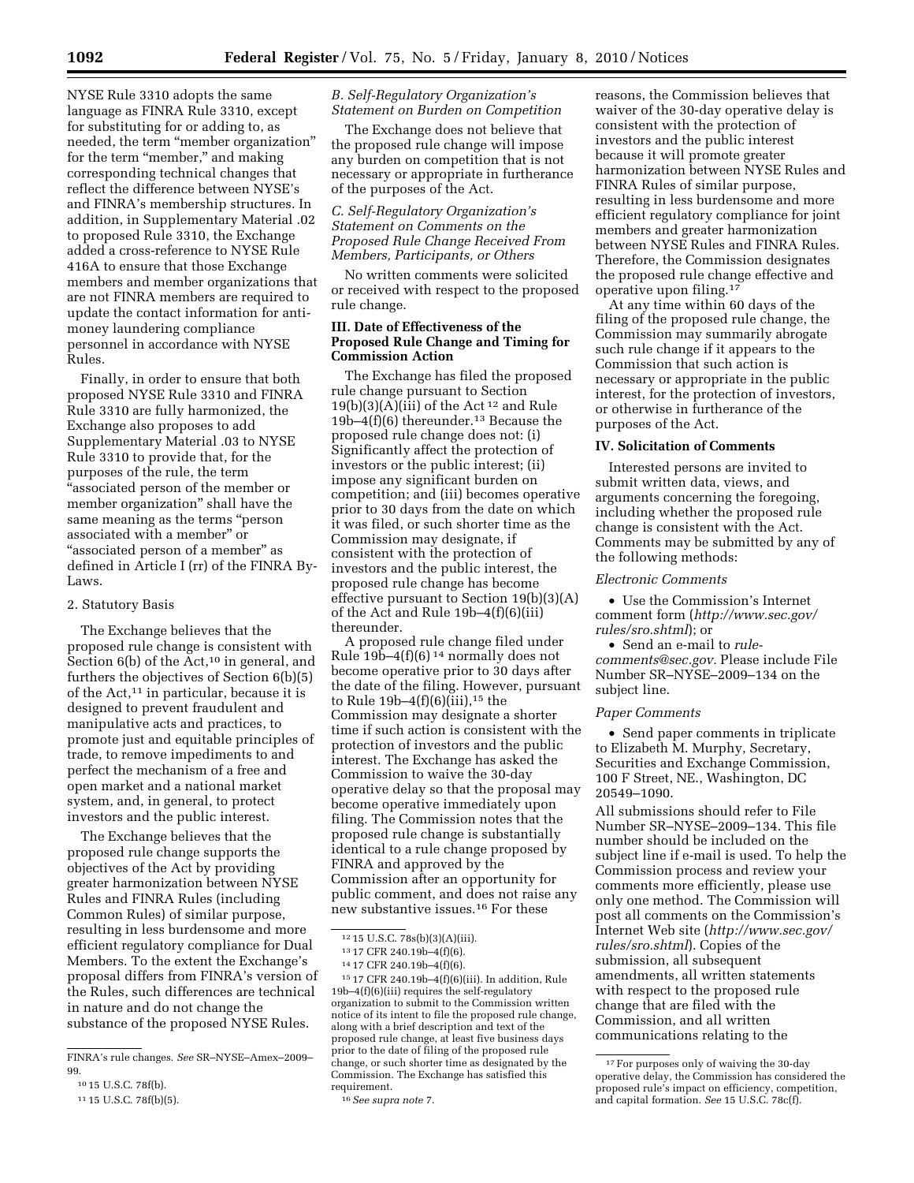NYSE Rule 3310 adopts the same language as FINRA Rule 3310, except for substituting for or adding to, as needed, the term "member organization" for the term "member," and making corresponding technical changes that reflect the difference between NYSE's and FINRA's membership structures. In addition, in Supplementary Material .02 to proposed Rule 3310, the Exchange added a cross-reference to NYSE Rule 416A to ensure that those Exchange members and member organizations that are not FINRA members are required to update the contact information for anti-money laundering compliance personnel in accordance with NYSE Rules.

Finally, in order to ensure that both proposed NYSE Rule 3310 and FINRA Rule 3310 are fully harmonized, the Exchange also proposes to add Supplementary Material .03 to NYSE Rule 3310 to provide that, for the purposes of the rule, the term "associated person of the member or member organization" shall have the same meaning as the terms "person associated with a member" or "associated person of a member" as defined in Article I (rr) of the FINRA By-Laws.

2. Statutory Basis

The Exchange believes that the proposed rule change is consistent with Section 6(b) of the Act,[10] in general, and furthers the objectives of Section 6(b)(5) of the Act,[11] in particular, because it is designed to prevent fraudulent and manipulative acts and practices, to promote just and equitable principles of trade, to remove impediments to and perfect the mechanism of a free and open market and a national market system, and, in general, to protect investors and the public interest.

The Exchange believes that the proposed rule change supports the objectives of the Act by providing greater harmonization between NYSE Rules and FINRA Rules (including Common Rules) of similar purpose, resulting in less burdensome and more efficient regulatory compliance for Dual Members. To the extent the Exchange's proposal differs from FINRA's version of the Rules, such differences are technical in nature and do not change the substance of the proposed NYSE Rules.

*B. Self-Regulatory Organization's Statement on Burden on Competition*

The Exchange does not believe that the proposed rule change will impose any burden on competition that is not necessary or appropriate in furtherance of the purposes of the Act.

*C. Self-Regulatory Organization's Statement on Comments on the Proposed Rule Change Received From Members, Participants, or Others*

No written comments were solicited or received with respect to the proposed rule change.

### III. Date of Effectiveness of the Proposed Rule Change and Timing for Commission Action

The Exchange has filed the proposed rule change pursuant to Section 19(b)(3)(A)(iii) of the Act[12] and Rule 19b–4(f)(6) thereunder.[13] Because the proposed rule change does not: (i) Significantly affect the protection of investors or the public interest; (ii) impose any significant burden on competition; and (iii) becomes operative prior to 30 days from the date on which it was filed, or such shorter time as the Commission may designate, if consistent with the protection of investors and the public interest, the proposed rule change has become effective pursuant to Section 19(b)(3)(A) of the Act and Rule 19b–4(f)(6)(iii) thereunder.

A proposed rule change filed under Rule 19b–4(f)(6)[14] normally does not become operative prior to 30 days after the date of the filing. However, pursuant to Rule 19b–4(f)(6)(iii),[15] the Commission may designate a shorter time if such action is consistent with the protection of investors and the public interest. The Exchange has asked the Commission to waive the 30-day operative delay so that the proposal may become operative immediately upon filing. The Commission notes that the proposed rule change is substantially identical to a rule change proposed by FINRA and approved by the Commission after an opportunity for public comment, and does not raise any new substantive issues.[16] For these reasons, the Commission believes that waiver of the 30-day operative delay is consistent with the protection of investors and the public interest because it will promote greater harmonization between NYSE Rules and FINRA Rules of similar purpose, resulting in less burdensome and more efficient regulatory compliance for joint members and greater harmonization between NYSE Rules and FINRA Rules. Therefore, the Commission designates the proposed rule change effective and operative upon filing.[17]

At any time within 60 days of the filing of the proposed rule change, the Commission may summarily abrogate such rule change if it appears to the Commission that such action is necessary or appropriate in the public interest, for the protection of investors, or otherwise in furtherance of the purposes of the Act.

### IV. Solicitation of Comments

Interested persons are invited to submit written data, views, and arguments concerning the foregoing, including whether the proposed rule change is consistent with the Act. Comments may be submitted by any of the following methods:

*Electronic Comments*

- Use the Commission's Internet comment form (*http://www.sec.gov/rules/sro.shtml*); or
- Send an e-mail to *rule-comments@sec.gov.* Please include File Number SR–NYSE–2009–134 on the subject line.

*Paper Comments*

- Send paper comments in triplicate to Elizabeth M. Murphy, Secretary, Securities and Exchange Commission, 100 F Street, NE., Washington, DC 20549–1090.

All submissions should refer to File Number SR–NYSE–2009–134. This file number should be included on the subject line if e-mail is used. To help the Commission process and review your comments more efficiently, please use only one method. The Commission will post all comments on the Commission's Internet Web site (*http://www.sec.gov/rules/sro.shtml*). Copies of the submission, all subsequent amendments, all written statements with respect to the proposed rule change that are filed with the Commission, and all written communications relating to the

---

FINRA's rule changes. *See* SR–NYSE–Amex–2009–99.

[10] 15 U.S.C. 78f(b).

[11] 15 U.S.C. 78f(b)(5).

[12] 15 U.S.C. 78s(b)(3)(A)(iii).

[13] 17 CFR 240.19b–4(f)(6).

[14] 17 CFR 240.19b–4(f)(6).

[15] 17 CFR 240.19b–4(f)(6)(iii). In addition, Rule 19b–4(f)(6)(iii) requires the self-regulatory organization to submit to the Commission written notice of its intent to file the proposed rule change, along with a brief description and text of the proposed rule change, at least five business days prior to the date of filing of the proposed rule change, or such shorter time as designated by the Commission. The Exchange has satisfied this requirement.

[16] *See supra note* 7.

[17] For purposes only of waiving the 30-day operative delay, the Commission has considered the proposed rule's impact on efficiency, competition, and capital formation. *See* 15 U.S.C. 78c(f).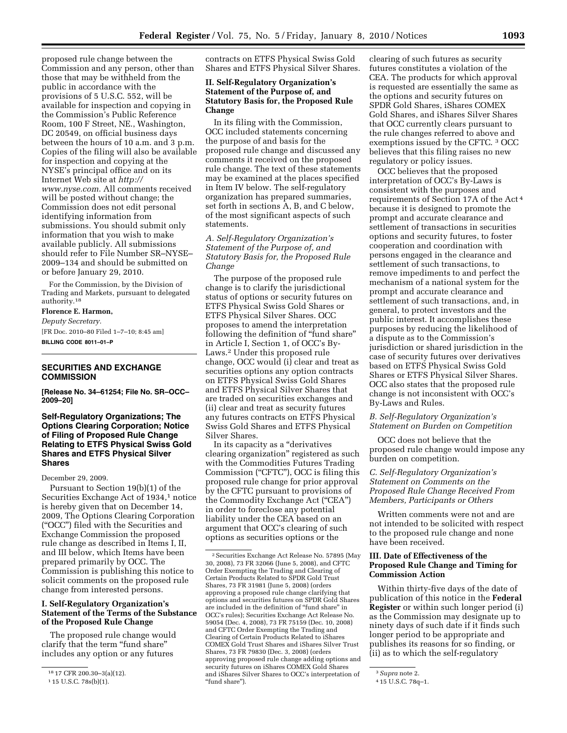proposed rule change between the Commission and any person, other than those that may be withheld from the public in accordance with the provisions of 5 U.S.C. 552, will be available for inspection and copying in the Commission's Public Reference Room, 100 F Street, NE., Washington, DC 20549, on official business days between the hours of 10 a.m. and 3 p.m. Copies of the filing will also be available for inspection and copying at the NYSE's principal office and on its Internet Web site at *http://www.nyse.com*. All comments received will be posted without change; the Commission does not edit personal identifying information from submissions. You should submit only information that you wish to make available publicly. All submissions should refer to File Number SR–NYSE–2009–134 and should be submitted on or before January 29, 2010.

For the Commission, by the Division of Trading and Markets, pursuant to delegated authority.[18]

**Florence E. Harmon,**

*Deputy Secretary.*

[FR Doc. 2010–80 Filed 1–7–10; 8:45 am]

**BILLING CODE 8011–01–P**

---

## SECURITIES AND EXCHANGE COMMISSION

**[Release No. 34–61254; File No. SR–OCC–2009–20]**

### Self-Regulatory Organizations; The Options Clearing Corporation; Notice of Filing of Proposed Rule Change Relating to ETFS Physical Swiss Gold Shares and ETFS Physical Silver Shares

December 29, 2009.

Pursuant to Section 19(b)(1) of the Securities Exchange Act of 1934,[1] notice is hereby given that on December 14, 2009, The Options Clearing Corporation ("OCC") filed with the Securities and Exchange Commission the proposed rule change as described in Items I, II, and III below, which Items have been prepared primarily by OCC. The Commission is publishing this notice to solicit comments on the proposed rule change from interested persons.

### I. Self-Regulatory Organization's Statement of the Terms of the Substance of the Proposed Rule Change

The proposed rule change would clarify that the term "fund share" includes any option or any futures contracts on ETFS Physical Swiss Gold Shares and ETFS Physical Silver Shares.

### II. Self-Regulatory Organization's Statement of the Purpose of, and Statutory Basis for, the Proposed Rule Change

In its filing with the Commission, OCC included statements concerning the purpose of and basis for the proposed rule change and discussed any comments it received on the proposed rule change. The text of these statements may be examined at the places specified in Item IV below. The self-regulatory organization has prepared summaries, set forth in sections A, B, and C below, of the most significant aspects of such statements.

#### *A. Self-Regulatory Organization's Statement of the Purpose of, and Statutory Basis for, the Proposed Rule Change*

The purpose of the proposed rule change is to clarify the jurisdictional status of options or security futures on ETFS Physical Swiss Gold Shares or ETFS Physical Silver Shares. OCC proposes to amend the interpretation following the definition of "fund share" in Article I, Section 1, of OCC's By-Laws.[2] Under this proposed rule change, OCC would (i) clear and treat as securities options any option contracts on ETFS Physical Swiss Gold Shares and ETFS Physical Silver Shares that are traded on securities exchanges and (ii) clear and treat as security futures any futures contracts on ETFS Physical Swiss Gold Shares and ETFS Physical Silver Shares.

In its capacity as a "derivatives clearing organization" registered as such with the Commodities Futures Trading Commission ("CFTC"), OCC is filing this proposed rule change for prior approval by the CFTC pursuant to provisions of the Commodity Exchange Act ("CEA") in order to foreclose any potential liability under the CEA based on an argument that OCC's clearing of such options as securities options or the clearing of such futures as security futures constitutes a violation of the CEA. The products for which approval is requested are essentially the same as the options and security futures on SPDR Gold Shares, iShares COMEX Gold Shares, and iShares Silver Shares that OCC currently clears pursuant to the rule changes referred to above and exemptions issued by the CFTC.[3] OCC believes that this filing raises no new regulatory or policy issues.

OCC believes that the proposed interpretation of OCC's By-Laws is consistent with the purposes and requirements of Section 17A of the Act[4] because it is designed to promote the prompt and accurate clearance and settlement of transactions in securities options and security futures, to foster cooperation and coordination with persons engaged in the clearance and settlement of such transactions, to remove impediments to and perfect the mechanism of a national system for the prompt and accurate clearance and settlement of such transactions, and, in general, to protect investors and the public interest. It accomplishes these purposes by reducing the likelihood of a dispute as to the Commission's jurisdiction or shared jurisdiction in the case of security futures over derivatives based on ETFS Physical Swiss Gold Shares or ETFS Physical Silver Shares. OCC also states that the proposed rule change is not inconsistent with OCC's By-Laws and Rules.

#### *B. Self-Regulatory Organization's Statement on Burden on Competition*

OCC does not believe that the proposed rule change would impose any burden on competition.

#### *C. Self-Regulatory Organization's Statement on Comments on the Proposed Rule Change Received From Members, Participants or Others*

Written comments were not and are not intended to be solicited with respect to the proposed rule change and none have been received.

### III. Date of Effectiveness of the Proposed Rule Change and Timing for Commission Action

Within thirty-five days of the date of publication of this notice in the **Federal Register** or within such longer period (i) as the Commission may designate up to ninety days of such date if it finds such longer period to be appropriate and publishes its reasons for so finding, or (ii) as to which the self-regulatory

---

[18] 17 CFR 200.30–3(a)(12).

[1] 15 U.S.C. 78s(b)(1).

[2] Securities Exchange Act Release No. 57895 (May 30, 2008), 73 FR 32066 (June 5, 2008), and CFTC Order Exempting the Trading and Clearing of Certain Products Related to SPDR Gold Trust Shares, 73 FR 31981 (June 5, 2008) (orders approving a proposed rule change clarifying that options and securities futures on SPDR Gold Shares are included in the definition of "fund share" in OCC's rules); Securities Exchange Act Release No. 59054 (Dec. 4, 2008), 73 FR 75159 (Dec. 10, 2008) and CFTC Order Exempting the Trading and Clearing of Certain Products Related to iShares COMEX Gold Trust Shares and iShares Silver Trust Shares, 73 FR 79830 (Dec. 3, 2008) (orders approving proposed rule change adding options and security futures on iShares COMEX Gold Shares and iShares Silver Shares to OCC's interpretation of "fund share").

[3] *Supra* note 2.

[4] 15 U.S.C. 78q–1.